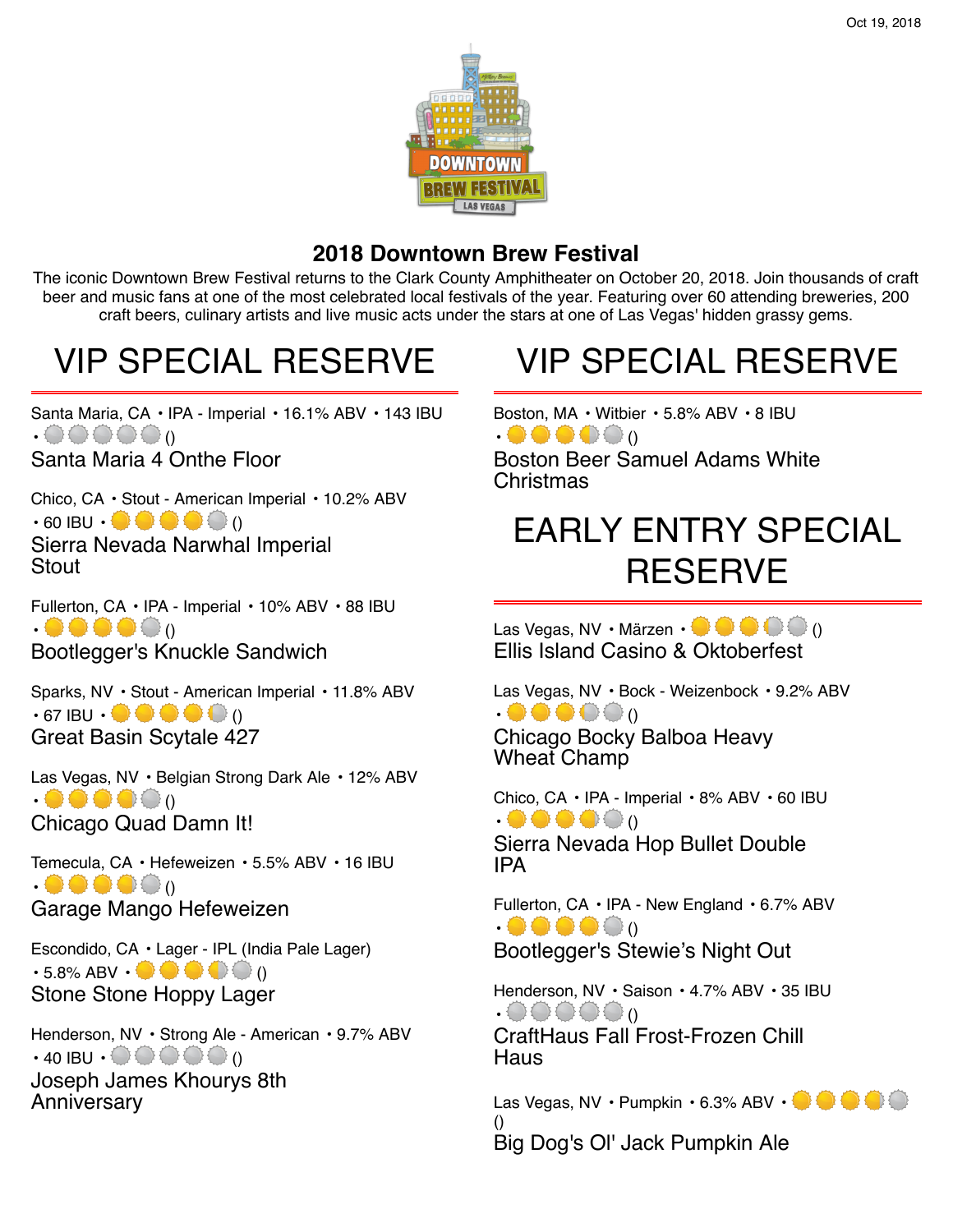Oct 19, 2018

## 2018 Downtown Brew Festival

The iconic Downtown Brew Festival returns to the Clark County Amphitheater on October 20, 2018. Join thousands of craft beer and music fans at one of the most celebrated local festivals of the year. Featuring over 60 attending breweries, 200 craft beers, culinary artists and live music acts under the stars at one of Las Vegas' hidden grassy gems.

# VIP SPECIAL RESERVE

Santa Maria, CA • IPA - Imperial • 16.1% ABV • 143 IBU • ()

Santa Maria 4 Onthe Floor

Chico, CA • Stout - American Imperial • 10.2% ABV • 60 IBU • ()

Sierra Nevada Narwhal Imperial Stout

Fullerton, CA • IPA - Imperial • 10% ABV • 88 IBU • ()

Bootlegger's Knuckle Sandwich

Sparks, NV • Stout - American Imperial • 11.8% ABV • 67 IBU • ()

Great Basin Scytale 427

Las Vegas, NV • Belgian Strong Dark Ale • 12% ABV • ()

Chicago Quad Damn It!

Temecula, CA • Hefeweizen • 5.5% ABV • 16 IBU • ()

Garage Mango Hefeweizen

Escondido, CA • Lager - IPL (India Pale Lager) • 5.8% ABV • ()

Stone Stone Hoppy Lager

Henderson, NV • Strong Ale - American • 9.7% ABV • 40 IBU • ()

Joseph James Khourys 8th Anniversary

# VIP SPECIAL RESERVE

Boston, MA • Witbier • 5.8% ABV • 8 IBU • ()

Boston Beer Samuel Adams White Christmas

# EARLY ENTRY SPECIAL RESERVE

Las Vegas, NV • Märzen • ()

Ellis Island Casino & Oktoberfest

Las Vegas, NV • Bock - Weizenbock • 9.2% ABV • ()

Chicago Bocky Balboa Heavy Wheat Champ

Chico, CA • IPA - Imperial • 8% ABV • 60 IBU • ()

Sierra Nevada Hop Bullet Double IPA

Fullerton, CA • IPA - New England • 6.7% ABV • ()

Bootlegger's Stewie's Night Out

Henderson, NV • Saison • 4.7% ABV • 35 IBU • ()

CraftHaus Fall Frost-Frozen Chill Haus

Las Vegas, NV • Pumpkin • 6.3% ABV • ()

Big Dog's Ol' Jack Pumpkin Ale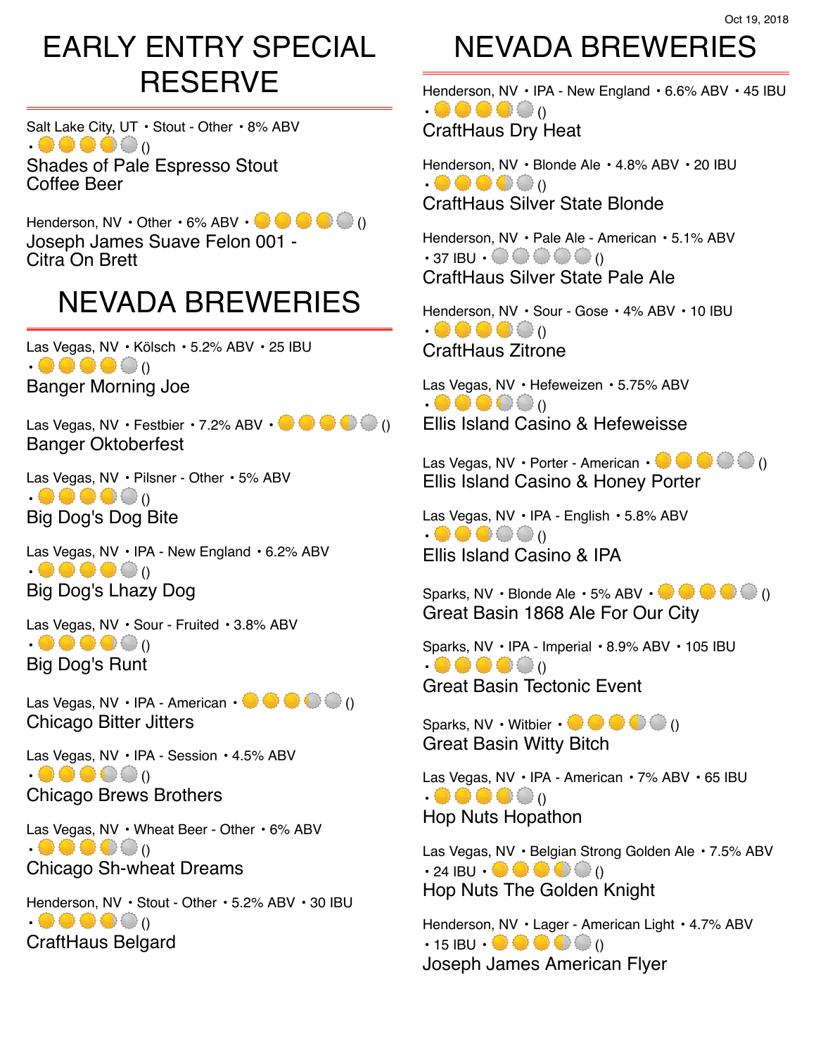Oct 19, 2018

# EARLY ENTRY SPECIAL RESERVE

Salt Lake City, UT • Stout - Other • 8% ABV • ()

Shades of Pale Espresso Stout Coffee Beer

Henderson, NV • Other • 6% ABV • ()

Joseph James Suave Felon 001 - Citra On Brett

# NEVADA BREWERIES

Las Vegas, NV • Kölsch • 5.2% ABV • 25 IBU • ()

Banger Morning Joe

Las Vegas, NV • Festbier • 7.2% ABV • ()

Banger Oktoberfest

Las Vegas, NV • Pilsner - Other • 5% ABV • ()

Big Dog's Dog Bite

Las Vegas, NV • IPA - New England • 6.2% ABV • ()

Big Dog's Lhazy Dog

Las Vegas, NV • Sour - Fruited • 3.8% ABV • ()

Big Dog's Runt

Las Vegas, NV • IPA - American • ()

Chicago Bitter Jitters

Las Vegas, NV • IPA - Session • 4.5% ABV • ()

Chicago Brews Brothers

Las Vegas, NV • Wheat Beer - Other • 6% ABV • ()

Chicago Sh-wheat Dreams

Henderson, NV • Stout - Other • 5.2% ABV • 30 IBU • ()

CraftHaus Belgard

# NEVADA BREWERIES

Henderson, NV • IPA - New England • 6.6% ABV • 45 IBU • ()

CraftHaus Dry Heat

Henderson, NV • Blonde Ale • 4.8% ABV • 20 IBU • ()

CraftHaus Silver State Blonde

Henderson, NV • Pale Ale - American • 5.1% ABV • 37 IBU • ()

CraftHaus Silver State Pale Ale

Henderson, NV • Sour - Gose • 4% ABV • 10 IBU • ()

CraftHaus Zitrone

Las Vegas, NV • Hefeweizen • 5.75% ABV • ()

Ellis Island Casino & Hefeweisse

Las Vegas, NV • Porter - American • ()

Ellis Island Casino & Honey Porter

Las Vegas, NV • IPA - English • 5.8% ABV • ()

Ellis Island Casino & IPA

Sparks, NV • Blonde Ale • 5% ABV • ()

Great Basin 1868 Ale For Our City

Sparks, NV • IPA - Imperial • 8.9% ABV • 105 IBU • ()

Great Basin Tectonic Event

Sparks, NV • Witbier • ()

Great Basin Witty Bitch

Las Vegas, NV • IPA - American • 7% ABV • 65 IBU • ()

Hop Nuts Hopathon

Las Vegas, NV • Belgian Strong Golden Ale • 7.5% ABV • 24 IBU • ()

Hop Nuts The Golden Knight

Henderson, NV • Lager - American Light • 4.7% ABV • 15 IBU • ()

Joseph James American Flyer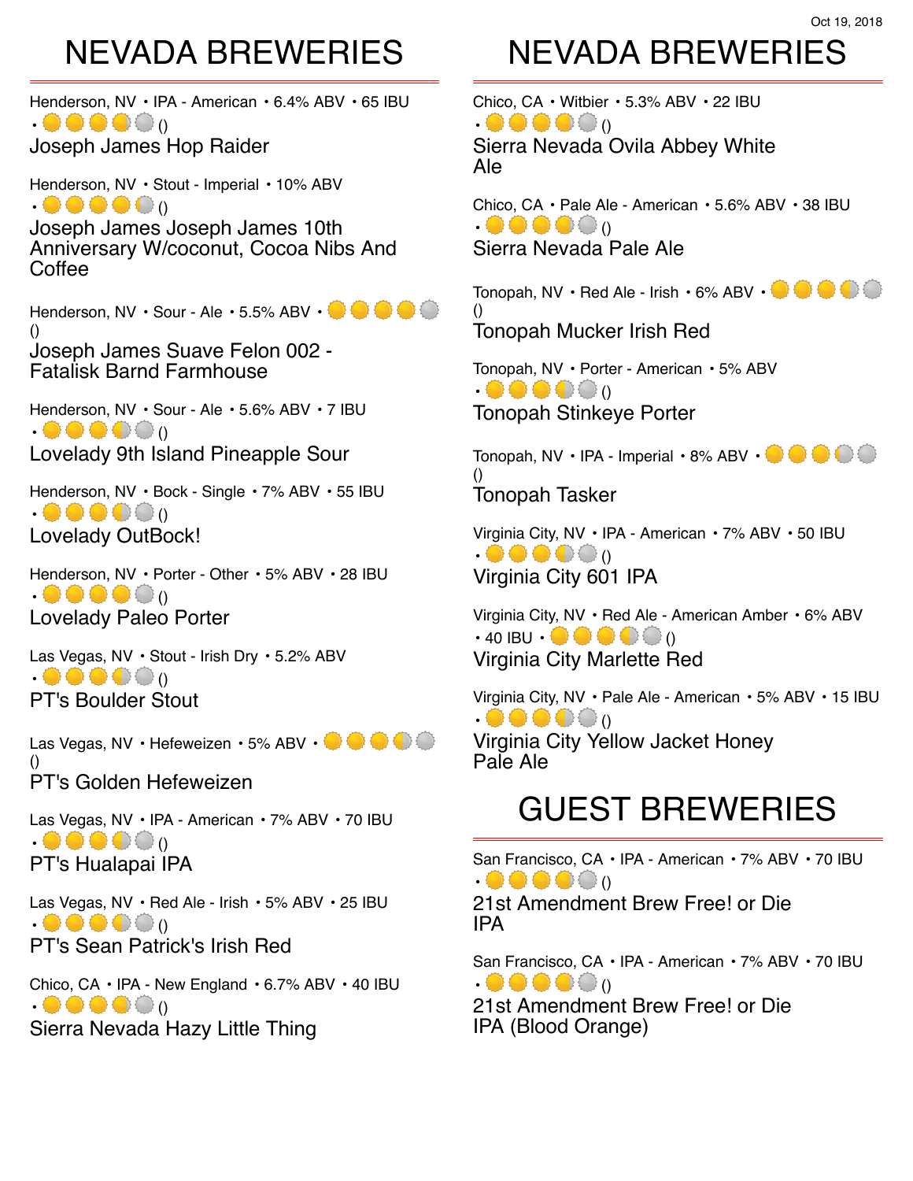Oct 19, 2018

# NEVADA BREWERIES

Henderson, NV • IPA - American • 6.4% ABV • 65 IBU
• ()

## Joseph James Hop Raider

Henderson, NV • Stout - Imperial • 10% ABV
• ()

## Joseph James Joseph James 10th Anniversary W/coconut, Cocoa Nibs And Coffee

Henderson, NV • Sour - Ale • 5.5% ABV •
()

## Joseph James Suave Felon 002 - Fatalisk Barnd Farmhouse

Henderson, NV • Sour - Ale • 5.6% ABV • 7 IBU
• ()

## Lovelady 9th Island Pineapple Sour

Henderson, NV • Bock - Single • 7% ABV • 55 IBU
• ()

## Lovelady OutBock!

Henderson, NV • Porter - Other • 5% ABV • 28 IBU
• ()

## Lovelady Paleo Porter

Las Vegas, NV • Stout - Irish Dry • 5.2% ABV
• ()

## PT's Boulder Stout

Las Vegas, NV • Hefeweizen • 5% ABV •
()

## PT's Golden Hefeweizen

Las Vegas, NV • IPA - American • 7% ABV • 70 IBU
• ()

## PT's Hualapai IPA

Las Vegas, NV • Red Ale - Irish • 5% ABV • 25 IBU
• ()

## PT's Sean Patrick's Irish Red

Chico, CA • IPA - New England • 6.7% ABV • 40 IBU
• ()

## Sierra Nevada Hazy Little Thing

# NEVADA BREWERIES

Chico, CA • Witbier • 5.3% ABV • 22 IBU
• ()

## Sierra Nevada Ovila Abbey White Ale

Chico, CA • Pale Ale - American • 5.6% ABV • 38 IBU
• ()

## Sierra Nevada Pale Ale

Tonopah, NV • Red Ale - Irish • 6% ABV •
()

## Tonopah Mucker Irish Red

Tonopah, NV • Porter - American • 5% ABV
• ()

## Tonopah Stinkeye Porter

Tonopah, NV • IPA - Imperial • 8% ABV •
()

## Tonopah Tasker

Virginia City, NV • IPA - American • 7% ABV • 50 IBU
• ()

## Virginia City 601 IPA

Virginia City, NV • Red Ale - American Amber • 6% ABV • 40 IBU • ()

## Virginia City Marlette Red

Virginia City, NV • Pale Ale - American • 5% ABV • 15 IBU
• ()

## Virginia City Yellow Jacket Honey Pale Ale

# GUEST BREWERIES

San Francisco, CA • IPA - American • 7% ABV • 70 IBU
• ()

## 21st Amendment Brew Free! or Die IPA

San Francisco, CA • IPA - American • 7% ABV • 70 IBU
• ()

## 21st Amendment Brew Free! or Die IPA (Blood Orange)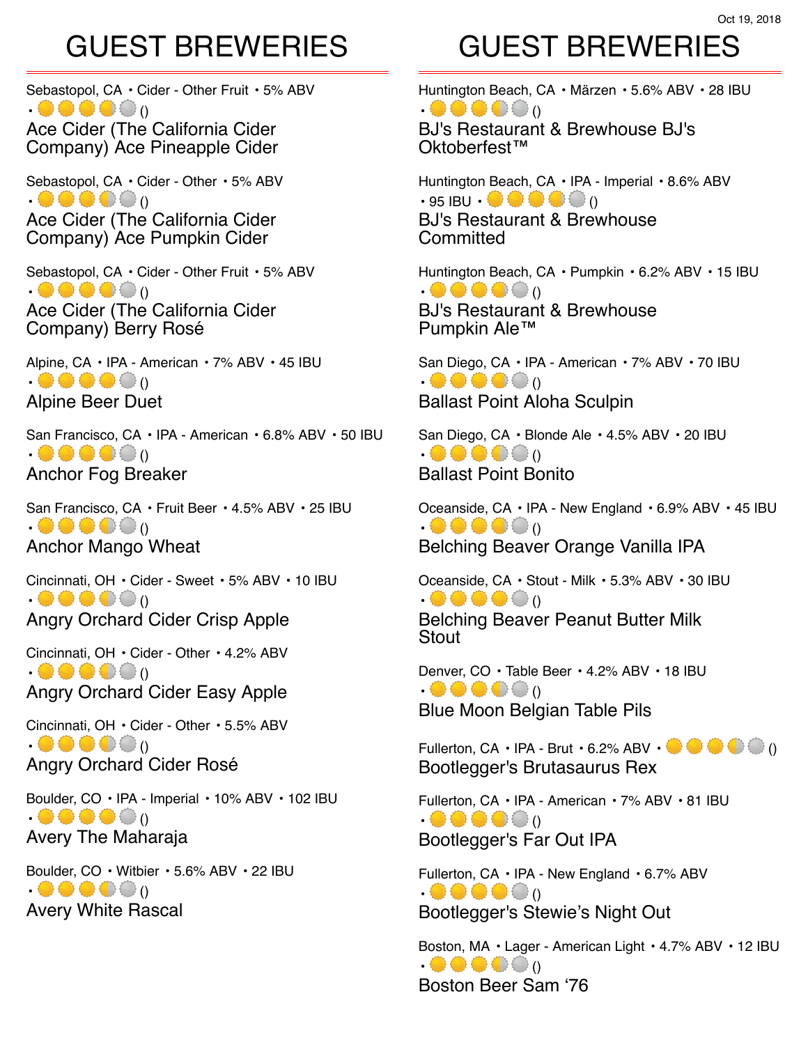Oct 19, 2018

# GUEST BREWERIES

Sebastopol, CA • Cider - Other Fruit • 5% ABV • ()

Ace Cider (The California Cider Company) Ace Pineapple Cider

Sebastopol, CA • Cider - Other • 5% ABV • ()

Ace Cider (The California Cider Company) Ace Pumpkin Cider

Sebastopol, CA • Cider - Other Fruit • 5% ABV • ()

Ace Cider (The California Cider Company) Berry Rosé

Alpine, CA • IPA - American • 7% ABV • 45 IBU • ()

Alpine Beer Duet

San Francisco, CA • IPA - American • 6.8% ABV • 50 IBU • ()

Anchor Fog Breaker

San Francisco, CA • Fruit Beer • 4.5% ABV • 25 IBU • ()

Anchor Mango Wheat

Cincinnati, OH • Cider - Sweet • 5% ABV • 10 IBU • ()

Angry Orchard Cider Crisp Apple

Cincinnati, OH • Cider - Other • 4.2% ABV • ()

Angry Orchard Cider Easy Apple

Cincinnati, OH • Cider - Other • 5.5% ABV • ()

Angry Orchard Cider Rosé

Boulder, CO • IPA - Imperial • 10% ABV • 102 IBU • ()

Avery The Maharaja

Boulder, CO • Witbier • 5.6% ABV • 22 IBU • ()

Avery White Rascal

# GUEST BREWERIES

Huntington Beach, CA • Märzen • 5.6% ABV • 28 IBU • ()

BJ's Restaurant & Brewhouse BJ's Oktoberfest™

Huntington Beach, CA • IPA - Imperial • 8.6% ABV • 95 IBU • ()

BJ's Restaurant & Brewhouse Committed

Huntington Beach, CA • Pumpkin • 6.2% ABV • 15 IBU • ()

BJ's Restaurant & Brewhouse Pumpkin Ale™

San Diego, CA • IPA - American • 7% ABV • 70 IBU • ()

Ballast Point Aloha Sculpin

San Diego, CA • Blonde Ale • 4.5% ABV • 20 IBU • ()

Ballast Point Bonito

Oceanside, CA • IPA - New England • 6.9% ABV • 45 IBU • ()

Belching Beaver Orange Vanilla IPA

Oceanside, CA • Stout - Milk • 5.3% ABV • 30 IBU • ()

Belching Beaver Peanut Butter Milk Stout

Denver, CO • Table Beer • 4.2% ABV • 18 IBU • ()

Blue Moon Belgian Table Pils

Fullerton, CA • IPA - Brut • 6.2% ABV • ()

Bootlegger's Brutasaurus Rex

Fullerton, CA • IPA - American • 7% ABV • 81 IBU • ()

Bootlegger's Far Out IPA

Fullerton, CA • IPA - New England • 6.7% ABV • ()

Bootlegger's Stewie's Night Out

Boston, MA • Lager - American Light • 4.7% ABV • 12 IBU • ()

Boston Beer Sam '76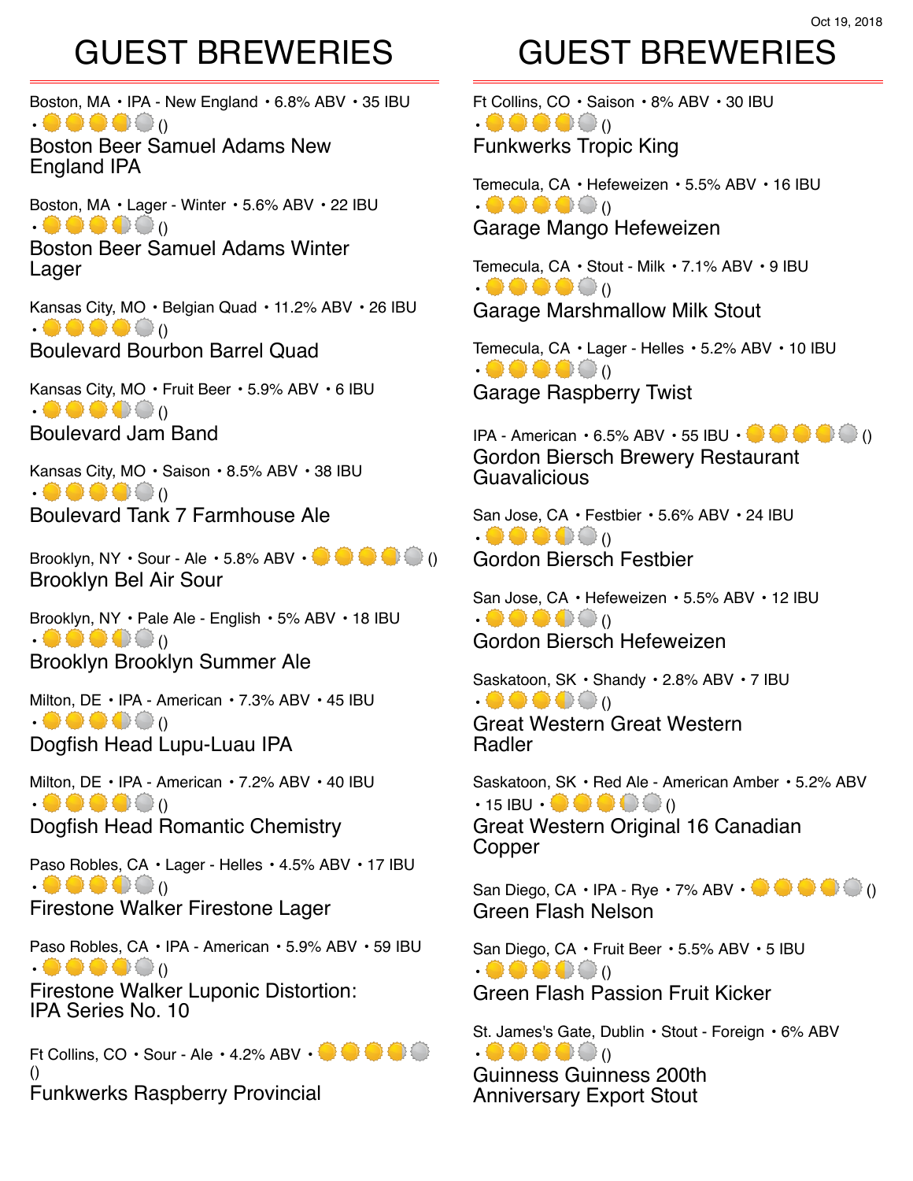Oct 19, 2018

# GUEST BREWERIES

Boston, MA • IPA - New England • 6.8% ABV • 35 IBU • ()

## Boston Beer Samuel Adams New England IPA

Boston, MA • Lager - Winter • 5.6% ABV • 22 IBU • ()

## Boston Beer Samuel Adams Winter Lager

Kansas City, MO • Belgian Quad • 11.2% ABV • 26 IBU • ()

## Boulevard Bourbon Barrel Quad

Kansas City, MO • Fruit Beer • 5.9% ABV • 6 IBU • ()

## Boulevard Jam Band

Kansas City, MO • Saison • 8.5% ABV • 38 IBU • ()

## Boulevard Tank 7 Farmhouse Ale

Brooklyn, NY • Sour - Ale • 5.8% ABV • ()

## Brooklyn Bel Air Sour

Brooklyn, NY • Pale Ale - English • 5% ABV • 18 IBU • ()

## Brooklyn Brooklyn Summer Ale

Milton, DE • IPA - American • 7.3% ABV • 45 IBU • ()

## Dogfish Head Lupu-Luau IPA

Milton, DE • IPA - American • 7.2% ABV • 40 IBU • ()

## Dogfish Head Romantic Chemistry

Paso Robles, CA • Lager - Helles • 4.5% ABV • 17 IBU • ()

## Firestone Walker Firestone Lager

Paso Robles, CA • IPA - American • 5.9% ABV • 59 IBU • ()

## Firestone Walker Luponic Distortion: IPA Series No. 10

Ft Collins, CO • Sour - Ale • 4.2% ABV • ()

## Funkwerks Raspberry Provincial

# GUEST BREWERIES

Ft Collins, CO • Saison • 8% ABV • 30 IBU • ()

## Funkwerks Tropic King

Temecula, CA • Hefeweizen • 5.5% ABV • 16 IBU • ()

## Garage Mango Hefeweizen

Temecula, CA • Stout - Milk • 7.1% ABV • 9 IBU • ()

## Garage Marshmallow Milk Stout

Temecula, CA • Lager - Helles • 5.2% ABV • 10 IBU • ()

## Garage Raspberry Twist

IPA - American • 6.5% ABV • 55 IBU • ()

## Gordon Biersch Brewery Restaurant Guavalicious

San Jose, CA • Festbier • 5.6% ABV • 24 IBU • ()

## Gordon Biersch Festbier

San Jose, CA • Hefeweizen • 5.5% ABV • 12 IBU • ()

## Gordon Biersch Hefeweizen

Saskatoon, SK • Shandy • 2.8% ABV • 7 IBU • ()

## Great Western Great Western Radler

Saskatoon, SK • Red Ale - American Amber • 5.2% ABV • 15 IBU • ()

## Great Western Original 16 Canadian Copper

San Diego, CA • IPA - Rye • 7% ABV • ()

## Green Flash Nelson

San Diego, CA • Fruit Beer • 5.5% ABV • 5 IBU • ()

## Green Flash Passion Fruit Kicker

St. James's Gate, Dublin • Stout - Foreign • 6% ABV • ()

## Guinness Guinness 200th Anniversary Export Stout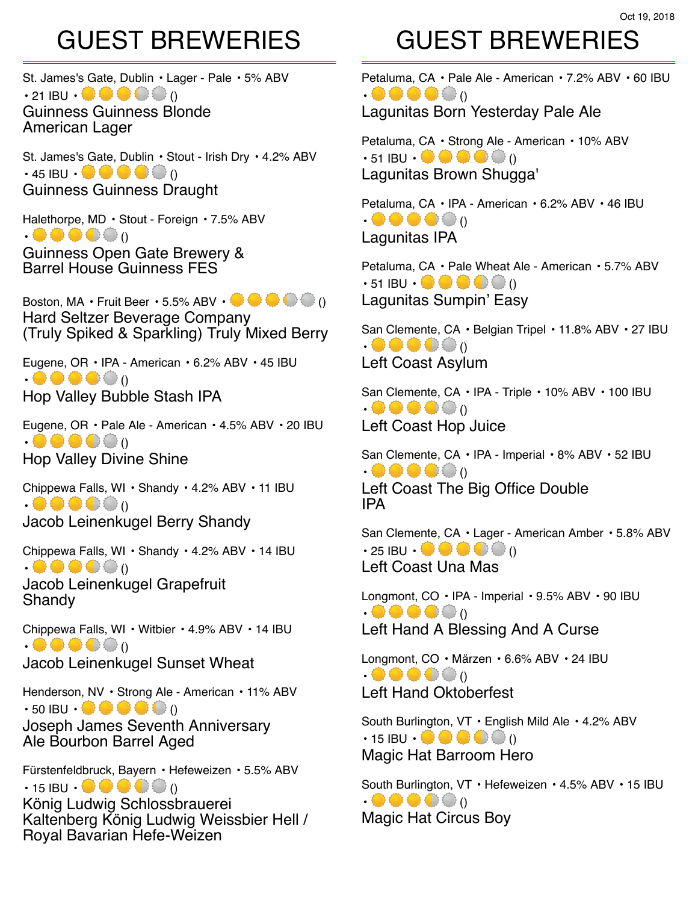Oct 19, 2018

# GUEST BREWERIES

St. James's Gate, Dublin • Lager - Pale • 5% ABV • 21 IBU • ()

Guinness Guinness Blonde American Lager

St. James's Gate, Dublin • Stout - Irish Dry • 4.2% ABV • 45 IBU • ()

Guinness Guinness Draught

Halethorpe, MD • Stout - Foreign • 7.5% ABV • ()

Guinness Open Gate Brewery & Barrel House Guinness FES

Boston, MA • Fruit Beer • 5.5% ABV • ()

Hard Seltzer Beverage Company (Truly Spiked & Sparkling) Truly Mixed Berry

Eugene, OR • IPA - American • 6.2% ABV • 45 IBU • ()

Hop Valley Bubble Stash IPA

Eugene, OR • Pale Ale - American • 4.5% ABV • 20 IBU • ()

Hop Valley Divine Shine

Chippewa Falls, WI • Shandy • 4.2% ABV • 11 IBU • ()

Jacob Leinenkugel Berry Shandy

Chippewa Falls, WI • Shandy • 4.2% ABV • 14 IBU • ()

Jacob Leinenkugel Grapefruit Shandy

Chippewa Falls, WI • Witbier • 4.9% ABV • 14 IBU • ()

Jacob Leinenkugel Sunset Wheat

Henderson, NV • Strong Ale - American • 11% ABV • 50 IBU • ()

Joseph James Seventh Anniversary Ale Bourbon Barrel Aged

Fürstenfeldbruck, Bayern • Hefeweizen • 5.5% ABV • 15 IBU • ()

König Ludwig Schlossbrauerei Kaltenberg König Ludwig Weissbier Hell / Royal Bavarian Hefe-Weizen

# GUEST BREWERIES

Petaluma, CA • Pale Ale - American • 7.2% ABV • 60 IBU • ()

Lagunitas Born Yesterday Pale Ale

Petaluma, CA • Strong Ale - American • 10% ABV • 51 IBU • ()

Lagunitas Brown Shugga'

Petaluma, CA • IPA - American • 6.2% ABV • 46 IBU • ()

Lagunitas IPA

Petaluma, CA • Pale Wheat Ale - American • 5.7% ABV • 51 IBU • ()

Lagunitas Sumpin' Easy

San Clemente, CA • Belgian Tripel • 11.8% ABV • 27 IBU • ()

Left Coast Asylum

San Clemente, CA • IPA - Triple • 10% ABV • 100 IBU • ()

Left Coast Hop Juice

San Clemente, CA • IPA - Imperial • 8% ABV • 52 IBU • ()

Left Coast The Big Office Double IPA

San Clemente, CA • Lager - American Amber • 5.8% ABV • 25 IBU • ()

Left Coast Una Mas

Longmont, CO • IPA - Imperial • 9.5% ABV • 90 IBU • ()

Left Hand A Blessing And A Curse

Longmont, CO • Märzen • 6.6% ABV • 24 IBU • ()

Left Hand Oktoberfest

South Burlington, VT • English Mild Ale • 4.2% ABV • 15 IBU • ()

Magic Hat Barroom Hero

South Burlington, VT • Hefeweizen • 4.5% ABV • 15 IBU • ()

Magic Hat Circus Boy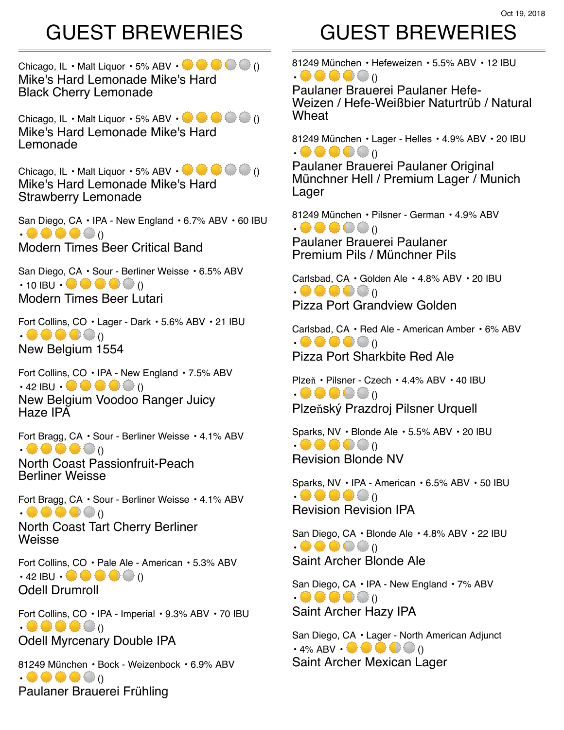Oct 19, 2018

# GUEST BREWERIES

Chicago, IL • Malt Liquor • 5% ABV • ()
Mike's Hard Lemonade Mike's Hard Black Cherry Lemonade

Chicago, IL • Malt Liquor • 5% ABV • ()
Mike's Hard Lemonade Mike's Hard Lemonade

Chicago, IL • Malt Liquor • 5% ABV • ()
Mike's Hard Lemonade Mike's Hard Strawberry Lemonade

San Diego, CA • IPA - New England • 6.7% ABV • 60 IBU • ()
Modern Times Beer Critical Band

San Diego, CA • Sour - Berliner Weisse • 6.5% ABV • 10 IBU • ()
Modern Times Beer Lutari

Fort Collins, CO • Lager - Dark • 5.6% ABV • 21 IBU • ()
New Belgium 1554

Fort Collins, CO • IPA - New England • 7.5% ABV • 42 IBU • ()
New Belgium Voodoo Ranger Juicy Haze IPA

Fort Bragg, CA • Sour - Berliner Weisse • 4.1% ABV • ()
North Coast Passionfruit-Peach Berliner Weisse

Fort Bragg, CA • Sour - Berliner Weisse • 4.1% ABV • ()
North Coast Tart Cherry Berliner Weisse

Fort Collins, CO • Pale Ale - American • 5.3% ABV • 42 IBU • ()
Odell Drumroll

Fort Collins, CO • IPA - Imperial • 9.3% ABV • 70 IBU • ()
Odell Myrcenary Double IPA

81249 München • Bock - Weizenbock • 6.9% ABV • ()
Paulaner Brauerei Frühling

# GUEST BREWERIES

81249 München • Hefeweizen • 5.5% ABV • 12 IBU • ()
Paulaner Brauerei Paulaner Hefe-Weizen / Hefe-Weißbier Naturtrüb / Natural Wheat

81249 München • Lager - Helles • 4.9% ABV • 20 IBU • ()
Paulaner Brauerei Paulaner Original Münchner Hell / Premium Lager / Munich Lager

81249 München • Pilsner - German • 4.9% ABV • ()
Paulaner Brauerei Paulaner Premium Pils / Münchner Pils

Carlsbad, CA • Golden Ale • 4.8% ABV • 20 IBU • ()
Pizza Port Grandview Golden

Carlsbad, CA • Red Ale - American Amber • 6% ABV • ()
Pizza Port Sharkbite Red Ale

Plzeň • Pilsner - Czech • 4.4% ABV • 40 IBU • ()
Plzeňský Prazdroj Pilsner Urquell

Sparks, NV • Blonde Ale • 5.5% ABV • 20 IBU • ()
Revision Blonde NV

Sparks, NV • IPA - American • 6.5% ABV • 50 IBU • ()
Revision Revision IPA

San Diego, CA • Blonde Ale • 4.8% ABV • 22 IBU • ()
Saint Archer Blonde Ale

San Diego, CA • IPA - New England • 7% ABV • ()
Saint Archer Hazy IPA

San Diego, CA • Lager - North American Adjunct • 4% ABV • ()
Saint Archer Mexican Lager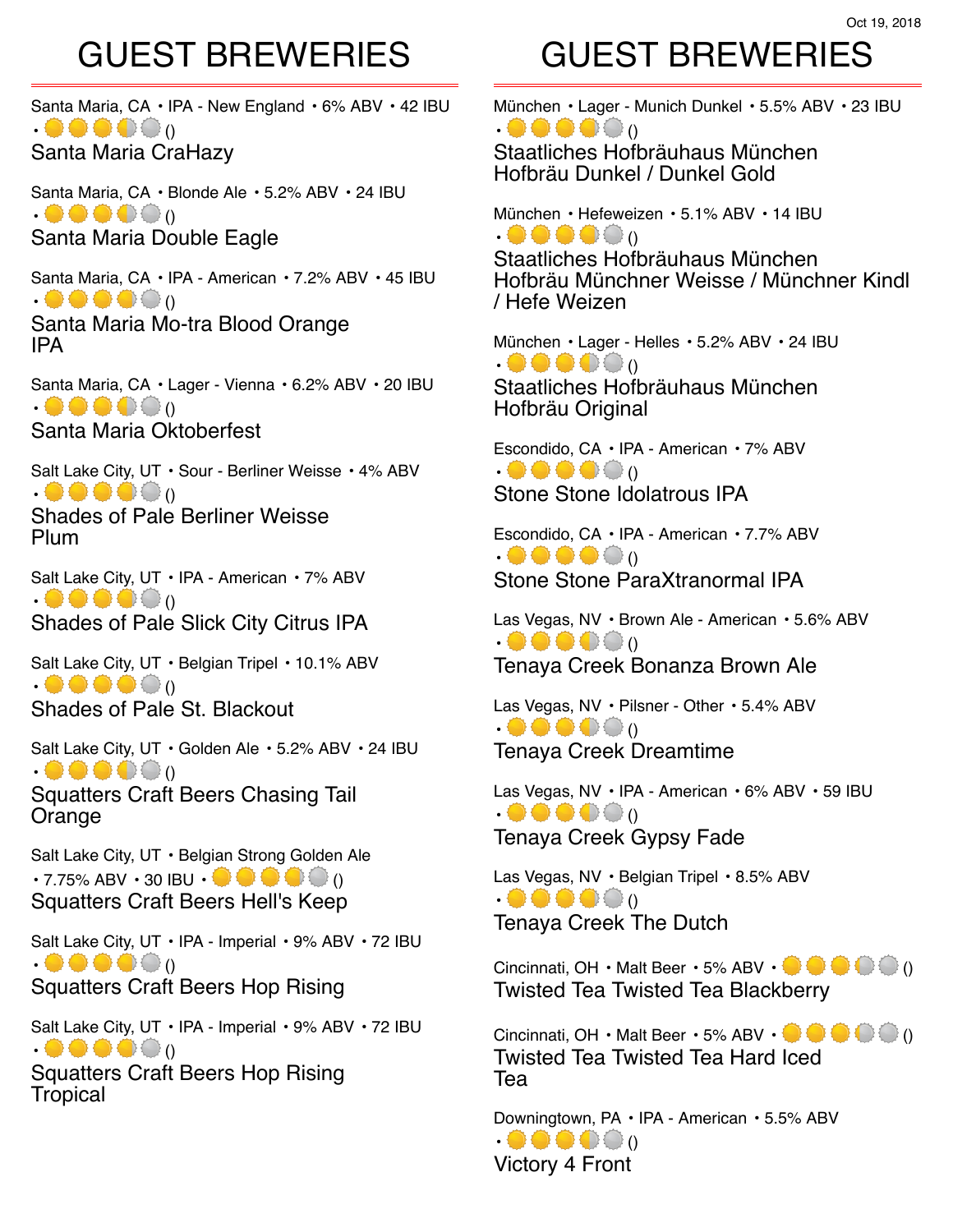Oct 19, 2018

# GUEST BREWERIES

Santa Maria, CA • IPA - New England • 6% ABV • 42 IBU • ()

## Santa Maria CraHazy

Santa Maria, CA • Blonde Ale • 5.2% ABV • 24 IBU • ()

## Santa Maria Double Eagle

Santa Maria, CA • IPA - American • 7.2% ABV • 45 IBU • ()

## Santa Maria Mo-tra Blood Orange IPA

Santa Maria, CA • Lager - Vienna • 6.2% ABV • 20 IBU • ()

## Santa Maria Oktoberfest

Salt Lake City, UT • Sour - Berliner Weisse • 4% ABV • ()

## Shades of Pale Berliner Weisse Plum

Salt Lake City, UT • IPA - American • 7% ABV • ()

## Shades of Pale Slick City Citrus IPA

Salt Lake City, UT • Belgian Tripel • 10.1% ABV • ()

## Shades of Pale St. Blackout

Salt Lake City, UT • Golden Ale • 5.2% ABV • 24 IBU • ()

## Squatters Craft Beers Chasing Tail Orange

Salt Lake City, UT • Belgian Strong Golden Ale • 7.75% ABV • 30 IBU • ()

## Squatters Craft Beers Hell's Keep

Salt Lake City, UT • IPA - Imperial • 9% ABV • 72 IBU • ()

## Squatters Craft Beers Hop Rising

Salt Lake City, UT • IPA - Imperial • 9% ABV • 72 IBU • ()

## Squatters Craft Beers Hop Rising Tropical

# GUEST BREWERIES

München • Lager - Munich Dunkel • 5.5% ABV • 23 IBU • ()

## Staatliches Hofbräuhaus München Hofbräu Dunkel / Dunkel Gold

München • Hefeweizen • 5.1% ABV • 14 IBU • ()

## Staatliches Hofbräuhaus München Hofbräu Münchner Weisse / Münchner Kindl / Hefe Weizen

München • Lager - Helles • 5.2% ABV • 24 IBU • ()

## Staatliches Hofbräuhaus München Hofbräu Original

Escondido, CA • IPA - American • 7% ABV • ()

## Stone Stone Idolatrous IPA

Escondido, CA • IPA - American • 7.7% ABV • ()

## Stone Stone ParaXtranormal IPA

Las Vegas, NV • Brown Ale - American • 5.6% ABV • ()

## Tenaya Creek Bonanza Brown Ale

Las Vegas, NV • Pilsner - Other • 5.4% ABV • ()

## Tenaya Creek Dreamtime

Las Vegas, NV • IPA - American • 6% ABV • 59 IBU • ()

## Tenaya Creek Gypsy Fade

Las Vegas, NV • Belgian Tripel • 8.5% ABV • ()

## Tenaya Creek The Dutch

Cincinnati, OH • Malt Beer • 5% ABV • ()

## Twisted Tea Twisted Tea Blackberry

Cincinnati, OH • Malt Beer • 5% ABV • ()

## Twisted Tea Twisted Tea Hard Iced Tea

Downingtown, PA • IPA - American • 5.5% ABV • ()

## Victory 4 Front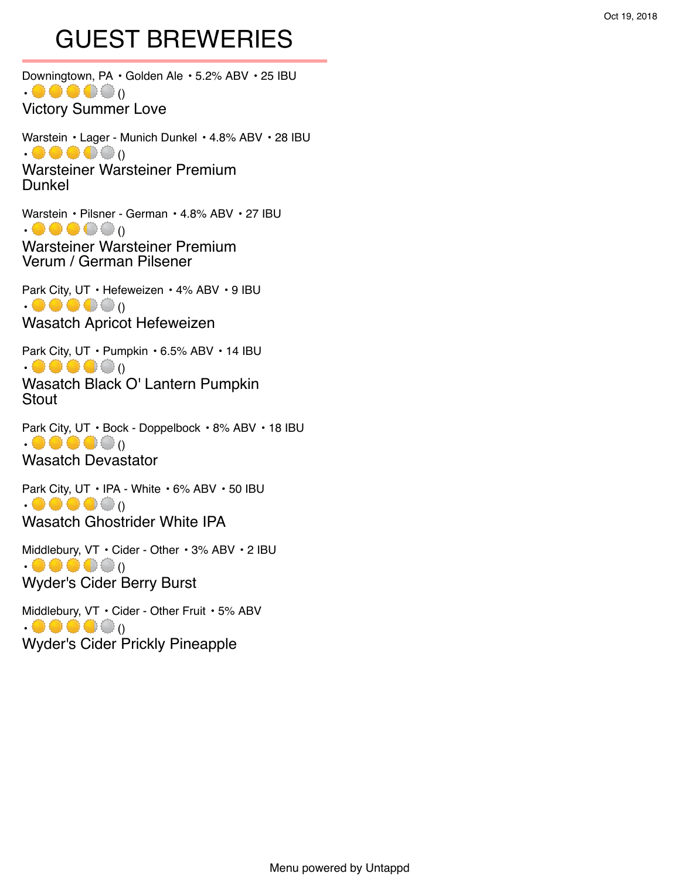# GUEST BREWERIES

Downingtown, PA • Golden Ale • 5.2% ABV • 25 IBU
• ()
Victory Summer Love

Warstein • Lager - Munich Dunkel • 4.8% ABV • 28 IBU
• ()
Warsteiner Warsteiner Premium Dunkel

Warstein • Pilsner - German • 4.8% ABV • 27 IBU
• ()
Warsteiner Warsteiner Premium Verum / German Pilsener

Park City, UT • Hefeweizen • 4% ABV • 9 IBU
• ()
Wasatch Apricot Hefeweizen

Park City, UT • Pumpkin • 6.5% ABV • 14 IBU
• ()
Wasatch Black O' Lantern Pumpkin Stout

Park City, UT • Bock - Doppelbock • 8% ABV • 18 IBU
• ()
Wasatch Devastator

Park City, UT • IPA - White • 6% ABV • 50 IBU
• ()
Wasatch Ghostrider White IPA

Middlebury, VT • Cider - Other • 3% ABV • 2 IBU
• ()
Wyder's Cider Berry Burst

Middlebury, VT • Cider - Other Fruit • 5% ABV
• ()
Wyder's Cider Prickly Pineapple